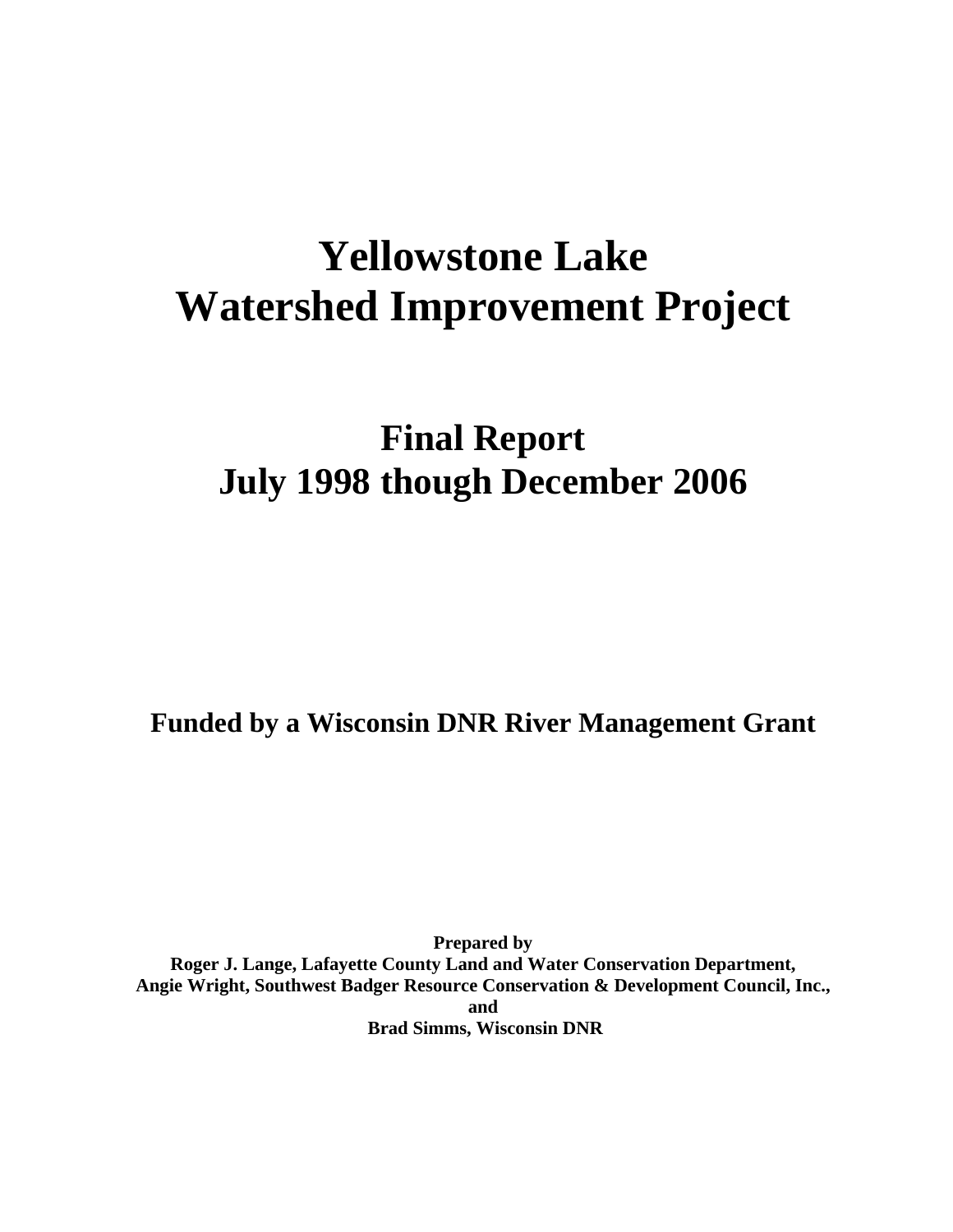# Yellowstone Lake Watershed Improvement Project

## Final Report July 1998 though December 2006

**Funded by a Wisconsin DNR River Management Grant**

**Prepared by**
**Roger J. Lange, Lafayette County Land and Water Conservation Department,**
**Angie Wright, Southwest Badger Resource Conservation & Development Council, Inc.,**
**and**
**Brad Simms, Wisconsin DNR**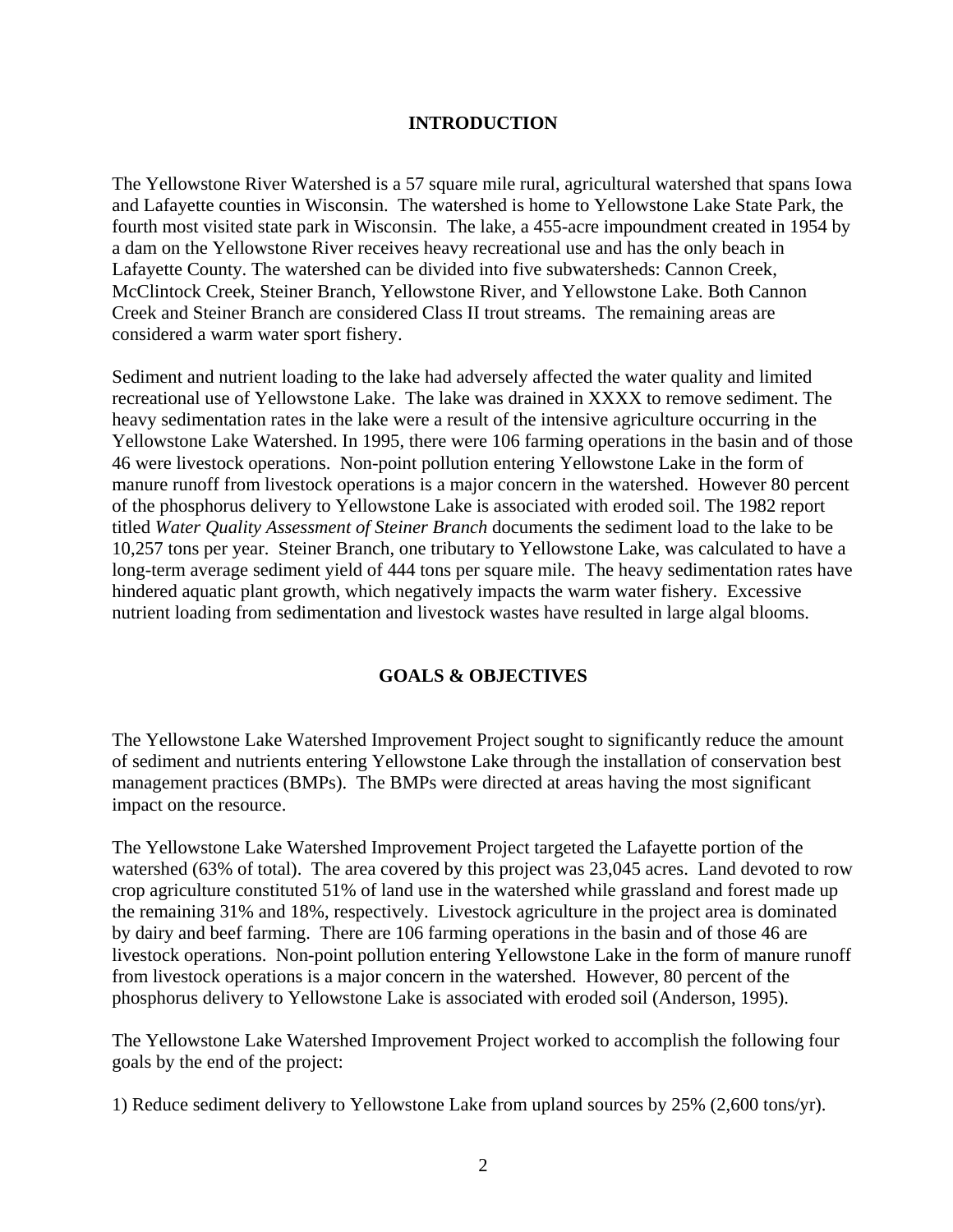## INTRODUCTION

The Yellowstone River Watershed is a 57 square mile rural, agricultural watershed that spans Iowa and Lafayette counties in Wisconsin. The watershed is home to Yellowstone Lake State Park, the fourth most visited state park in Wisconsin. The lake, a 455-acre impoundment created in 1954 by a dam on the Yellowstone River receives heavy recreational use and has the only beach in Lafayette County. The watershed can be divided into five subwatersheds: Cannon Creek, McClintock Creek, Steiner Branch, Yellowstone River, and Yellowstone Lake. Both Cannon Creek and Steiner Branch are considered Class II trout streams. The remaining areas are considered a warm water sport fishery.

Sediment and nutrient loading to the lake had adversely affected the water quality and limited recreational use of Yellowstone Lake. The lake was drained in XXXX to remove sediment. The heavy sedimentation rates in the lake were a result of the intensive agriculture occurring in the Yellowstone Lake Watershed. In 1995, there were 106 farming operations in the basin and of those 46 were livestock operations. Non-point pollution entering Yellowstone Lake in the form of manure runoff from livestock operations is a major concern in the watershed. However 80 percent of the phosphorus delivery to Yellowstone Lake is associated with eroded soil. The 1982 report titled *Water Quality Assessment of Steiner Branch* documents the sediment load to the lake to be 10,257 tons per year. Steiner Branch, one tributary to Yellowstone Lake, was calculated to have a long-term average sediment yield of 444 tons per square mile. The heavy sedimentation rates have hindered aquatic plant growth, which negatively impacts the warm water fishery. Excessive nutrient loading from sedimentation and livestock wastes have resulted in large algal blooms.

## GOALS & OBJECTIVES

The Yellowstone Lake Watershed Improvement Project sought to significantly reduce the amount of sediment and nutrients entering Yellowstone Lake through the installation of conservation best management practices (BMPs). The BMPs were directed at areas having the most significant impact on the resource.

The Yellowstone Lake Watershed Improvement Project targeted the Lafayette portion of the watershed (63% of total). The area covered by this project was 23,045 acres. Land devoted to row crop agriculture constituted 51% of land use in the watershed while grassland and forest made up the remaining 31% and 18%, respectively. Livestock agriculture in the project area is dominated by dairy and beef farming. There are 106 farming operations in the basin and of those 46 are livestock operations. Non-point pollution entering Yellowstone Lake in the form of manure runoff from livestock operations is a major concern in the watershed. However, 80 percent of the phosphorus delivery to Yellowstone Lake is associated with eroded soil (Anderson, 1995).

The Yellowstone Lake Watershed Improvement Project worked to accomplish the following four goals by the end of the project:

1) Reduce sediment delivery to Yellowstone Lake from upland sources by 25% (2,600 tons/yr).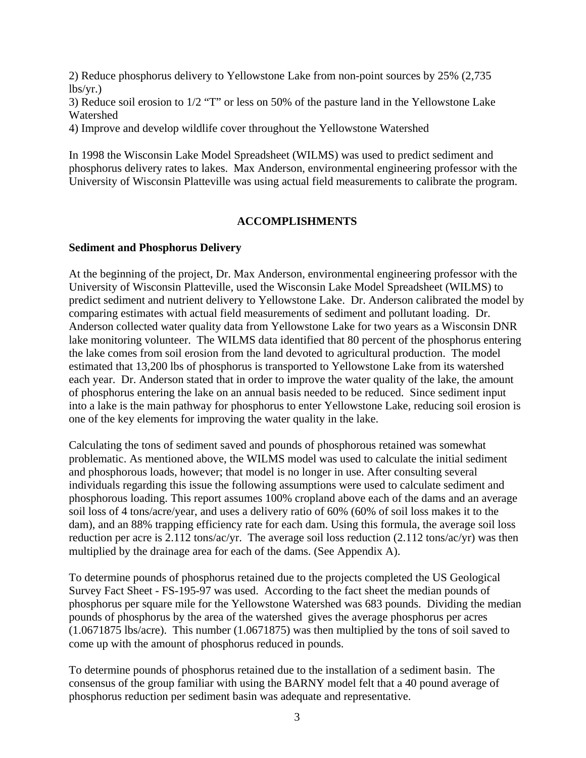2) Reduce phosphorus delivery to Yellowstone Lake from non-point sources by 25% (2,735 lbs/yr.)
3) Reduce soil erosion to 1/2 "T" or less on 50% of the pasture land in the Yellowstone Lake Watershed
4) Improve and develop wildlife cover throughout the Yellowstone Watershed

In 1998 the Wisconsin Lake Model Spreadsheet (WILMS) was used to predict sediment and phosphorus delivery rates to lakes. Max Anderson, environmental engineering professor with the University of Wisconsin Platteville was using actual field measurements to calibrate the program.

## ACCOMPLISHMENTS

### Sediment and Phosphorus Delivery

At the beginning of the project, Dr. Max Anderson, environmental engineering professor with the University of Wisconsin Platteville, used the Wisconsin Lake Model Spreadsheet (WILMS) to predict sediment and nutrient delivery to Yellowstone Lake. Dr. Anderson calibrated the model by comparing estimates with actual field measurements of sediment and pollutant loading. Dr. Anderson collected water quality data from Yellowstone Lake for two years as a Wisconsin DNR lake monitoring volunteer. The WILMS data identified that 80 percent of the phosphorus entering the lake comes from soil erosion from the land devoted to agricultural production. The model estimated that 13,200 lbs of phosphorus is transported to Yellowstone Lake from its watershed each year. Dr. Anderson stated that in order to improve the water quality of the lake, the amount of phosphorus entering the lake on an annual basis needed to be reduced. Since sediment input into a lake is the main pathway for phosphorus to enter Yellowstone Lake, reducing soil erosion is one of the key elements for improving the water quality in the lake.

Calculating the tons of sediment saved and pounds of phosphorous retained was somewhat problematic. As mentioned above, the WILMS model was used to calculate the initial sediment and phosphorous loads, however; that model is no longer in use. After consulting several individuals regarding this issue the following assumptions were used to calculate sediment and phosphorous loading. This report assumes 100% cropland above each of the dams and an average soil loss of 4 tons/acre/year, and uses a delivery ratio of 60% (60% of soil loss makes it to the dam), and an 88% trapping efficiency rate for each dam. Using this formula, the average soil loss reduction per acre is 2.112 tons/ac/yr. The average soil loss reduction (2.112 tons/ac/yr) was then multiplied by the drainage area for each of the dams. (See Appendix A).

To determine pounds of phosphorus retained due to the projects completed the US Geological Survey Fact Sheet - FS-195-97 was used. According to the fact sheet the median pounds of phosphorus per square mile for the Yellowstone Watershed was 683 pounds. Dividing the median pounds of phosphorus by the area of the watershed gives the average phosphorus per acres (1.0671875 lbs/acre). This number (1.0671875) was then multiplied by the tons of soil saved to come up with the amount of phosphorus reduced in pounds.

To determine pounds of phosphorus retained due to the installation of a sediment basin. The consensus of the group familiar with using the BARNY model felt that a 40 pound average of phosphorus reduction per sediment basin was adequate and representative.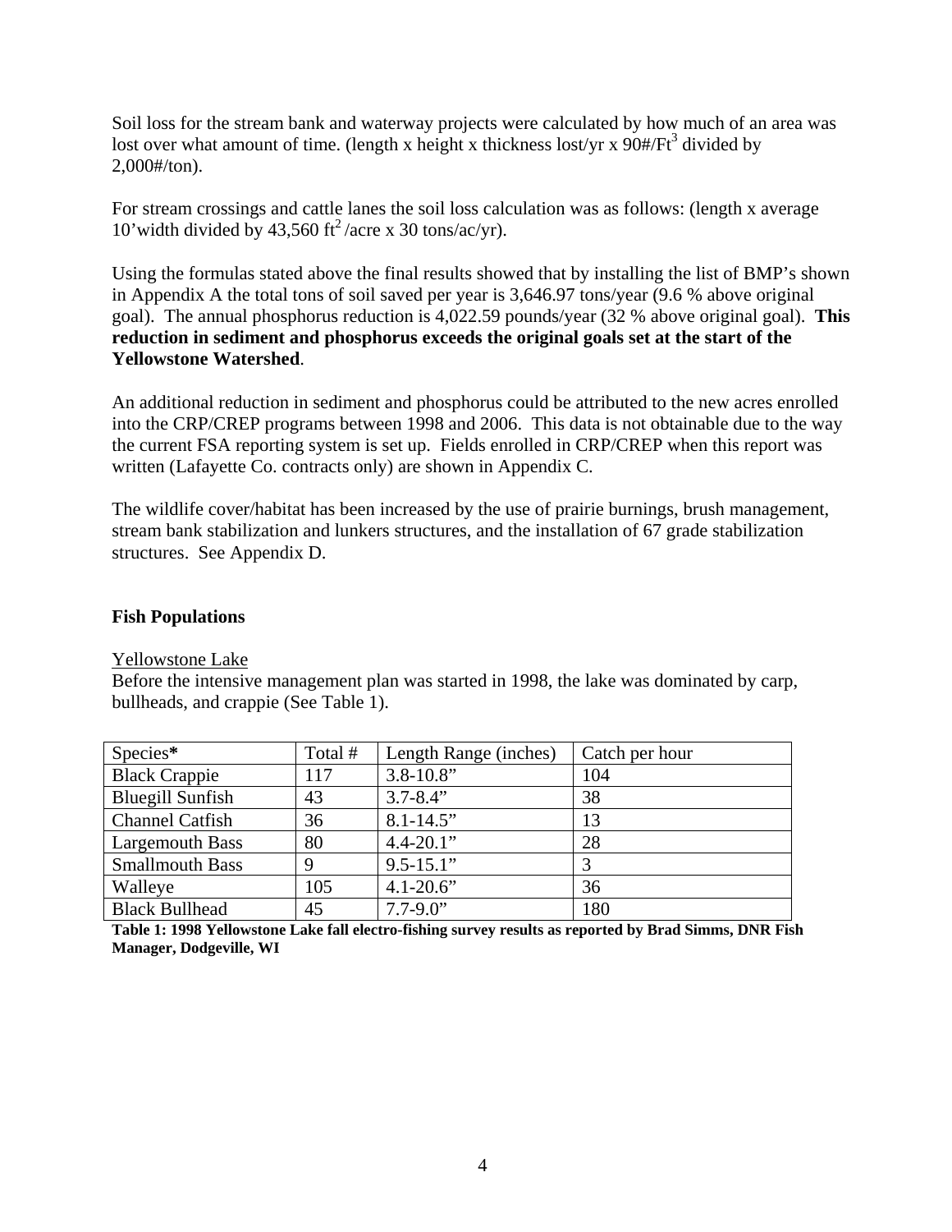Soil loss for the stream bank and waterway projects were calculated by how much of an area was lost over what amount of time. (length x height x thickness lost/yr x 90#/Ft$^3$ divided by 2,000#/ton).

For stream crossings and cattle lanes the soil loss calculation was as follows: (length x average 10'width divided by 43,560 ft$^2$ /acre x 30 tons/ac/yr).

Using the formulas stated above the final results showed that by installing the list of BMP's shown in Appendix A the total tons of soil saved per year is 3,646.97 tons/year (9.6 % above original goal). The annual phosphorus reduction is 4,022.59 pounds/year (32 % above original goal). **This reduction in sediment and phosphorus exceeds the original goals set at the start of the Yellowstone Watershed**.

An additional reduction in sediment and phosphorus could be attributed to the new acres enrolled into the CRP/CREP programs between 1998 and 2006. This data is not obtainable due to the way the current FSA reporting system is set up. Fields enrolled in CRP/CREP when this report was written (Lafayette Co. contracts only) are shown in Appendix C.

The wildlife cover/habitat has been increased by the use of prairie burnings, brush management, stream bank stabilization and lunkers structures, and the installation of 67 grade stabilization structures. See Appendix D.

**Fish Populations**

Yellowstone Lake

Before the intensive management plan was started in 1998, the lake was dominated by carp, bullheads, and crappie (See Table 1).

| Species* | Total # | Length Range (inches) | Catch per hour |
|---|---|---|---|
| Black Crappie | 117 | 3.8-10.8" | 104 |
| Bluegill Sunfish | 43 | 3.7-8.4" | 38 |
| Channel Catfish | 36 | 8.1-14.5" | 13 |
| Largemouth Bass | 80 | 4.4-20.1" | 28 |
| Smallmouth Bass | 9 | 9.5-15.1" | 3 |
| Walleye | 105 | 4.1-20.6" | 36 |
| Black Bullhead | 45 | 7.7-9.0" | 180 |

**Table 1: 1998 Yellowstone Lake fall electro-fishing survey results as reported by Brad Simms, DNR Fish Manager, Dodgeville, WI**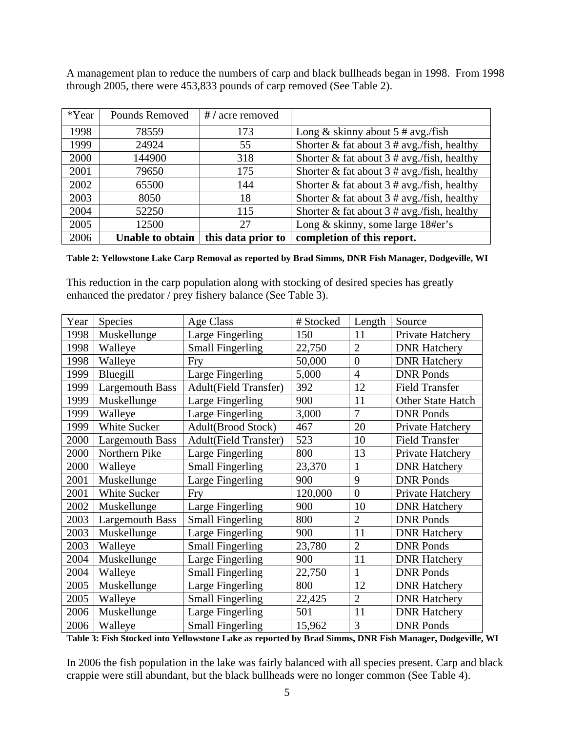A management plan to reduce the numbers of carp and black bullheads began in 1998. From 1998 through 2005, there were 453,833 pounds of carp removed (See Table 2).

| *Year | Pounds Removed | **#** / acre removed | |
|---|---|---|---|
| 1998 | 78559 | 173 | Long & skinny about 5 # avg./fish |
| 1999 | 24924 | 55 | Shorter & fat about 3 # avg./fish, healthy |
| 2000 | 144900 | 318 | Shorter & fat about 3 # avg./fish, healthy |
| 2001 | 79650 | 175 | Shorter & fat about 3 # avg./fish, healthy |
| 2002 | 65500 | 144 | Shorter & fat about 3 # avg./fish, healthy |
| 2003 | 8050 | 18 | Shorter & fat about 3 # avg./fish, healthy |
| 2004 | 52250 | 115 | Shorter & fat about 3 # avg./fish, healthy |
| 2005 | 12500 | 27 | Long & skinny, some large 18#er's |
| 2006 | **Unable to obtain** | **this data prior to** | **completion of this report.** |

**Table 2: Yellowstone Lake Carp Removal as reported by Brad Simms, DNR Fish Manager, Dodgeville, WI**

This reduction in the carp population along with stocking of desired species has greatly enhanced the predator / prey fishery balance (See Table 3).

| Year | Species | Age Class | # Stocked | Length | Source |
|---|---|---|---|---|---|
| 1998 | Muskellunge | Large Fingerling | 150 | 11 | Private Hatchery |
| 1998 | Walleye | Small Fingerling | 22,750 | 2 | DNR Hatchery |
| 1998 | Walleye | Fry | 50,000 | 0 | DNR Hatchery |
| 1999 | Bluegill | Large Fingerling | 5,000 | 4 | DNR Ponds |
| 1999 | Largemouth Bass | Adult(Field Transfer) | 392 | 12 | Field Transfer |
| 1999 | Muskellunge | Large Fingerling | 900 | 11 | Other State Hatch |
| 1999 | Walleye | Large Fingerling | 3,000 | 7 | DNR Ponds |
| 1999 | White Sucker | Adult(Brood Stock) | 467 | 20 | Private Hatchery |
| 2000 | Largemouth Bass | Adult(Field Transfer) | 523 | 10 | Field Transfer |
| 2000 | Northern Pike | Large Fingerling | 800 | 13 | Private Hatchery |
| 2000 | Walleye | Small Fingerling | 23,370 | 1 | DNR Hatchery |
| 2001 | Muskellunge | Large Fingerling | 900 | 9 | DNR Ponds |
| 2001 | White Sucker | Fry | 120,000 | 0 | Private Hatchery |
| 2002 | Muskellunge | Large Fingerling | 900 | 10 | DNR Hatchery |
| 2003 | Largemouth Bass | Small Fingerling | 800 | 2 | DNR Ponds |
| 2003 | Muskellunge | Large Fingerling | 900 | 11 | DNR Hatchery |
| 2003 | Walleye | Small Fingerling | 23,780 | 2 | DNR Ponds |
| 2004 | Muskellunge | Large Fingerling | 900 | 11 | DNR Hatchery |
| 2004 | Walleye | Small Fingerling | 22,750 | 1 | DNR Ponds |
| 2005 | Muskellunge | Large Fingerling | 800 | 12 | DNR Hatchery |
| 2005 | Walleye | Small Fingerling | 22,425 | 2 | DNR Hatchery |
| 2006 | Muskellunge | Large Fingerling | 501 | 11 | DNR Hatchery |
| 2006 | Walleye | Small Fingerling | 15,962 | 3 | DNR Ponds |

**Table 3: Fish Stocked into Yellowstone Lake as reported by Brad Simms, DNR Fish Manager, Dodgeville, WI**

In 2006 the fish population in the lake was fairly balanced with all species present. Carp and black crappie were still abundant, but the black bullheads were no longer common (See Table 4).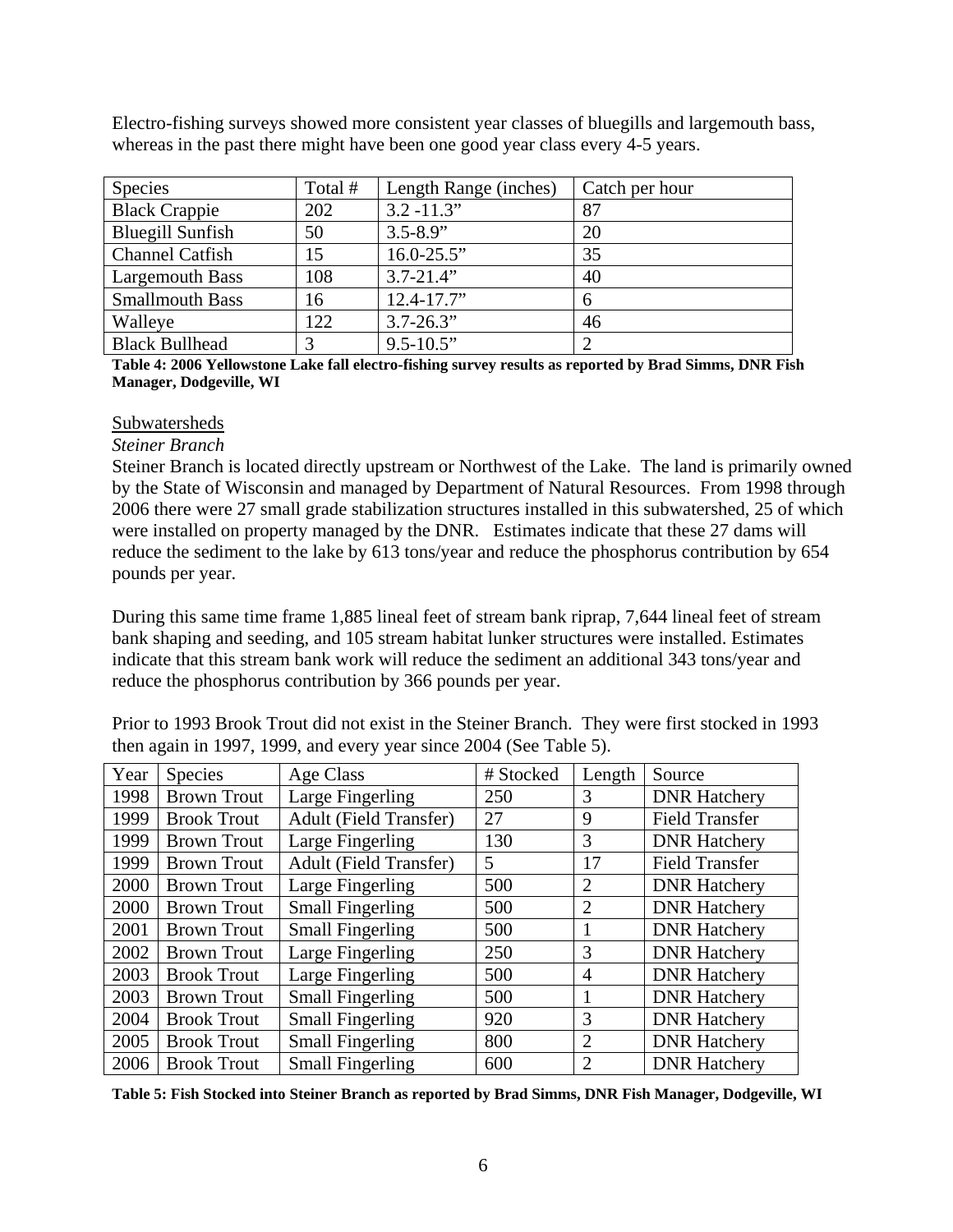Electro-fishing surveys showed more consistent year classes of bluegills and largemouth bass, whereas in the past there might have been one good year class every 4-5 years.

| Species | Total # | Length Range (inches) | Catch per hour |
|---|---|---|---|
| Black Crappie | 202 | 3.2 -11.3” | 87 |
| Bluegill Sunfish | 50 | 3.5-8.9” | 20 |
| Channel Catfish | 15 | 16.0-25.5” | 35 |
| Largemouth Bass | 108 | 3.7-21.4” | 40 |
| Smallmouth Bass | 16 | 12.4-17.7” | 6 |
| Walleye | 122 | 3.7-26.3” | 46 |
| Black Bullhead | 3 | 9.5-10.5” | 2 |

**Table 4: 2006 Yellowstone Lake fall electro-fishing survey results as reported by Brad Simms, DNR Fish Manager, Dodgeville, WI**

## Subwatersheds

### *Steiner Branch*

Steiner Branch is located directly upstream or Northwest of the Lake. The land is primarily owned by the State of Wisconsin and managed by Department of Natural Resources. From 1998 through 2006 there were 27 small grade stabilization structures installed in this subwatershed, 25 of which were installed on property managed by the DNR. Estimates indicate that these 27 dams will reduce the sediment to the lake by 613 tons/year and reduce the phosphorus contribution by 654 pounds per year.

During this same time frame 1,885 lineal feet of stream bank riprap, 7,644 lineal feet of stream bank shaping and seeding, and 105 stream habitat lunker structures were installed. Estimates indicate that this stream bank work will reduce the sediment an additional 343 tons/year and reduce the phosphorus contribution by 366 pounds per year.

Prior to 1993 Brook Trout did not exist in the Steiner Branch. They were first stocked in 1993 then again in 1997, 1999, and every year since 2004 (See Table 5).

| Year | Species | Age Class | # Stocked | Length | Source |
|---|---|---|---|---|---|
| 1998 | Brown Trout | Large Fingerling | 250 | 3 | DNR Hatchery |
| 1999 | Brook Trout | Adult (Field Transfer) | 27 | 9 | Field Transfer |
| 1999 | Brown Trout | Large Fingerling | 130 | 3 | DNR Hatchery |
| 1999 | Brown Trout | Adult (Field Transfer) | 5 | 17 | Field Transfer |
| 2000 | Brown Trout | Large Fingerling | 500 | 2 | DNR Hatchery |
| 2000 | Brown Trout | Small Fingerling | 500 | 2 | DNR Hatchery |
| 2001 | Brown Trout | Small Fingerling | 500 | 1 | DNR Hatchery |
| 2002 | Brown Trout | Large Fingerling | 250 | 3 | DNR Hatchery |
| 2003 | Brook Trout | Large Fingerling | 500 | 4 | DNR Hatchery |
| 2003 | Brown Trout | Small Fingerling | 500 | 1 | DNR Hatchery |
| 2004 | Brook Trout | Small Fingerling | 920 | 3 | DNR Hatchery |
| 2005 | Brook Trout | Small Fingerling | 800 | 2 | DNR Hatchery |
| 2006 | Brook Trout | Small Fingerling | 600 | 2 | DNR Hatchery |

**Table 5: Fish Stocked into Steiner Branch as reported by Brad Simms, DNR Fish Manager, Dodgeville, WI**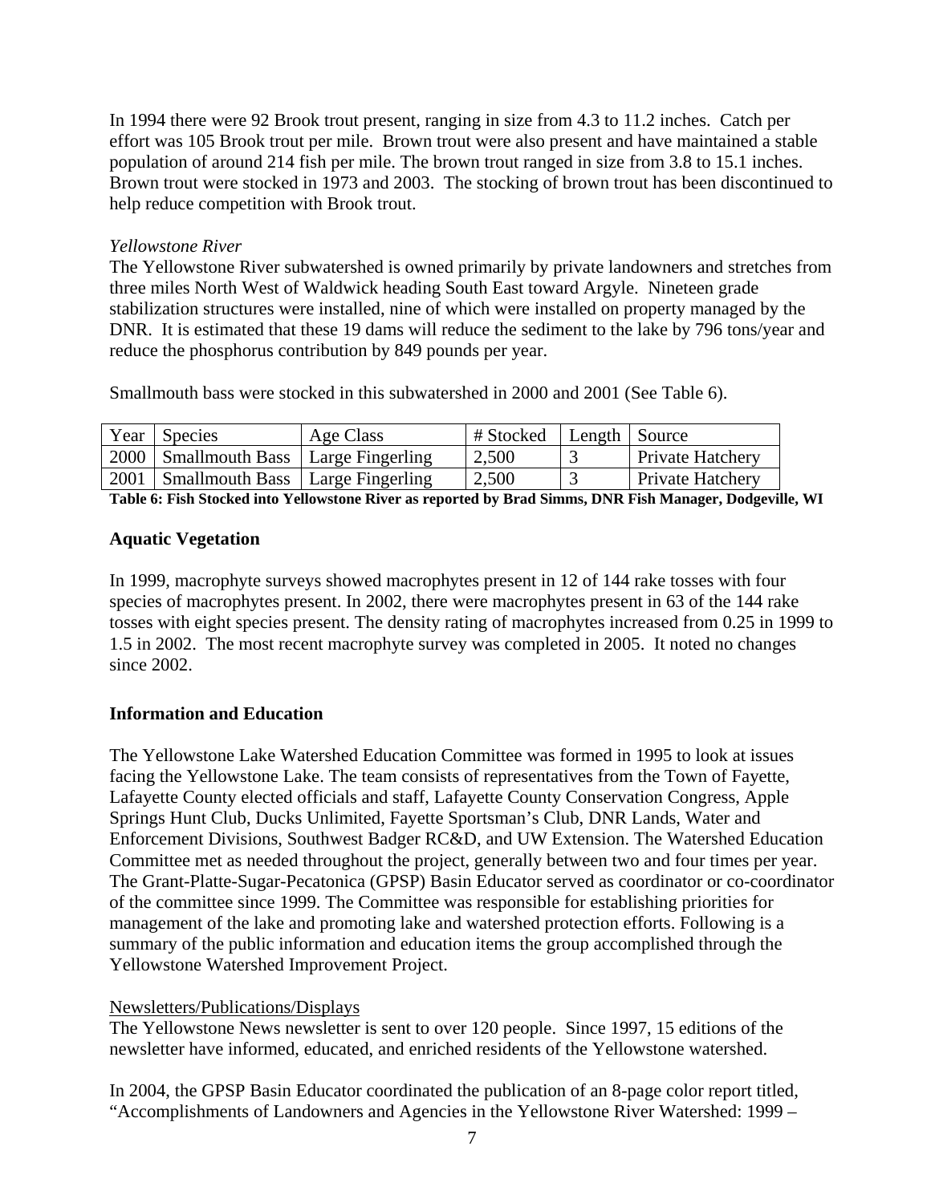In 1994 there were 92 Brook trout present, ranging in size from 4.3 to 11.2 inches. Catch per effort was 105 Brook trout per mile. Brown trout were also present and have maintained a stable population of around 214 fish per mile. The brown trout ranged in size from 3.8 to 15.1 inches. Brown trout were stocked in 1973 and 2003. The stocking of brown trout has been discontinued to help reduce competition with Brook trout.

*Yellowstone River*

The Yellowstone River subwatershed is owned primarily by private landowners and stretches from three miles North West of Waldwick heading South East toward Argyle. Nineteen grade stabilization structures were installed, nine of which were installed on property managed by the DNR. It is estimated that these 19 dams will reduce the sediment to the lake by 796 tons/year and reduce the phosphorus contribution by 849 pounds per year.

Smallmouth bass were stocked in this subwatershed in 2000 and 2001 (See Table 6).

| Year | Species | Age Class | # Stocked | Length | Source |
|---|---|---|---|---|---|
| 2000 | Smallmouth Bass | Large Fingerling | 2,500 | 3 | Private Hatchery |
| 2001 | Smallmouth Bass | Large Fingerling | 2,500 | 3 | Private Hatchery |

**Table 6: Fish Stocked into Yellowstone River as reported by Brad Simms, DNR Fish Manager, Dodgeville, WI**

## Aquatic Vegetation

In 1999, macrophyte surveys showed macrophytes present in 12 of 144 rake tosses with four species of macrophytes present. In 2002, there were macrophytes present in 63 of the 144 rake tosses with eight species present. The density rating of macrophytes increased from 0.25 in 1999 to 1.5 in 2002. The most recent macrophyte survey was completed in 2005. It noted no changes since 2002.

## Information and Education

The Yellowstone Lake Watershed Education Committee was formed in 1995 to look at issues facing the Yellowstone Lake. The team consists of representatives from the Town of Fayette, Lafayette County elected officials and staff, Lafayette County Conservation Congress, Apple Springs Hunt Club, Ducks Unlimited, Fayette Sportsman's Club, DNR Lands, Water and Enforcement Divisions, Southwest Badger RC&D, and UW Extension. The Watershed Education Committee met as needed throughout the project, generally between two and four times per year. The Grant-Platte-Sugar-Pecatonica (GPSP) Basin Educator served as coordinator or co-coordinator of the committee since 1999. The Committee was responsible for establishing priorities for management of the lake and promoting lake and watershed protection efforts. Following is a summary of the public information and education items the group accomplished through the Yellowstone Watershed Improvement Project.

<u>Newsletters/Publications/Displays</u>

The Yellowstone News newsletter is sent to over 120 people. Since 1997, 15 editions of the newsletter have informed, educated, and enriched residents of the Yellowstone watershed.

In 2004, the GPSP Basin Educator coordinated the publication of an 8-page color report titled, "Accomplishments of Landowners and Agencies in the Yellowstone River Watershed: 1999 –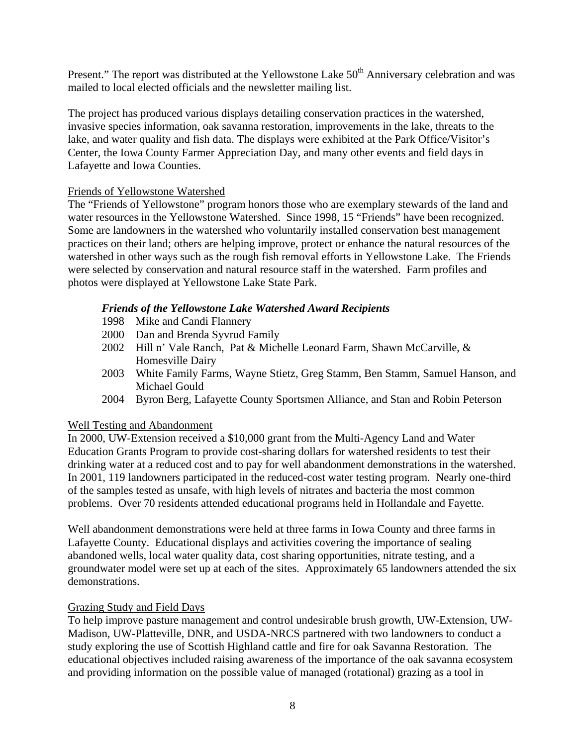Present." The report was distributed at the Yellowstone Lake 50th Anniversary celebration and was mailed to local elected officials and the newsletter mailing list.

The project has produced various displays detailing conservation practices in the watershed, invasive species information, oak savanna restoration, improvements in the lake, threats to the lake, and water quality and fish data. The displays were exhibited at the Park Office/Visitor's Center, the Iowa County Farmer Appreciation Day, and many other events and field days in Lafayette and Iowa Counties.

Friends of Yellowstone Watershed

The "Friends of Yellowstone" program honors those who are exemplary stewards of the land and water resources in the Yellowstone Watershed. Since 1998, 15 "Friends" have been recognized. Some are landowners in the watershed who voluntarily installed conservation best management practices on their land; others are helping improve, protect or enhance the natural resources of the watershed in other ways such as the rough fish removal efforts in Yellowstone Lake. The Friends were selected by conservation and natural resource staff in the watershed. Farm profiles and photos were displayed at Yellowstone Lake State Park.

***Friends of the Yellowstone Lake Watershed Award Recipients***

- 1998 Mike and Candi Flannery
- 2000 Dan and Brenda Syvrud Family
- 2002 Hill n' Vale Ranch, Pat & Michelle Leonard Farm, Shawn McCarville, & Homesville Dairy
- 2003 White Family Farms, Wayne Stietz, Greg Stamm, Ben Stamm, Samuel Hanson, and Michael Gould
- 2004 Byron Berg, Lafayette County Sportsmen Alliance, and Stan and Robin Peterson

Well Testing and Abandonment

In 2000, UW-Extension received a $10,000 grant from the Multi-Agency Land and Water Education Grants Program to provide cost-sharing dollars for watershed residents to test their drinking water at a reduced cost and to pay for well abandonment demonstrations in the watershed. In 2001, 119 landowners participated in the reduced-cost water testing program. Nearly one-third of the samples tested as unsafe, with high levels of nitrates and bacteria the most common problems. Over 70 residents attended educational programs held in Hollandale and Fayette.

Well abandonment demonstrations were held at three farms in Iowa County and three farms in Lafayette County. Educational displays and activities covering the importance of sealing abandoned wells, local water quality data, cost sharing opportunities, nitrate testing, and a groundwater model were set up at each of the sites. Approximately 65 landowners attended the six demonstrations.

Grazing Study and Field Days

To help improve pasture management and control undesirable brush growth, UW-Extension, UW-Madison, UW-Platteville, DNR, and USDA-NRCS partnered with two landowners to conduct a study exploring the use of Scottish Highland cattle and fire for oak Savanna Restoration. The educational objectives included raising awareness of the importance of the oak savanna ecosystem and providing information on the possible value of managed (rotational) grazing as a tool in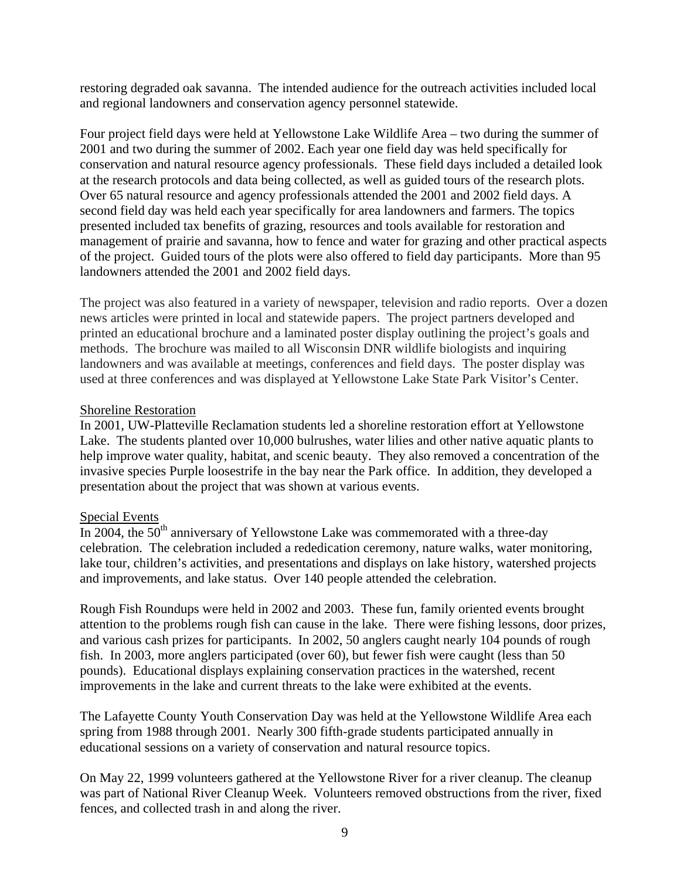restoring degraded oak savanna. The intended audience for the outreach activities included local and regional landowners and conservation agency personnel statewide.

Four project field days were held at Yellowstone Lake Wildlife Area – two during the summer of 2001 and two during the summer of 2002. Each year one field day was held specifically for conservation and natural resource agency professionals. These field days included a detailed look at the research protocols and data being collected, as well as guided tours of the research plots. Over 65 natural resource and agency professionals attended the 2001 and 2002 field days. A second field day was held each year specifically for area landowners and farmers. The topics presented included tax benefits of grazing, resources and tools available for restoration and management of prairie and savanna, how to fence and water for grazing and other practical aspects of the project. Guided tours of the plots were also offered to field day participants. More than 95 landowners attended the 2001 and 2002 field days.

The project was also featured in a variety of newspaper, television and radio reports. Over a dozen news articles were printed in local and statewide papers. The project partners developed and printed an educational brochure and a laminated poster display outlining the project's goals and methods. The brochure was mailed to all Wisconsin DNR wildlife biologists and inquiring landowners and was available at meetings, conferences and field days. The poster display was used at three conferences and was displayed at Yellowstone Lake State Park Visitor's Center.

Shoreline Restoration

In 2001, UW-Platteville Reclamation students led a shoreline restoration effort at Yellowstone Lake. The students planted over 10,000 bulrushes, water lilies and other native aquatic plants to help improve water quality, habitat, and scenic beauty. They also removed a concentration of the invasive species Purple loosestrife in the bay near the Park office. In addition, they developed a presentation about the project that was shown at various events.

Special Events

In 2004, the 50th anniversary of Yellowstone Lake was commemorated with a three-day celebration. The celebration included a rededication ceremony, nature walks, water monitoring, lake tour, children's activities, and presentations and displays on lake history, watershed projects and improvements, and lake status. Over 140 people attended the celebration.

Rough Fish Roundups were held in 2002 and 2003. These fun, family oriented events brought attention to the problems rough fish can cause in the lake. There were fishing lessons, door prizes, and various cash prizes for participants. In 2002, 50 anglers caught nearly 104 pounds of rough fish. In 2003, more anglers participated (over 60), but fewer fish were caught (less than 50 pounds). Educational displays explaining conservation practices in the watershed, recent improvements in the lake and current threats to the lake were exhibited at the events.

The Lafayette County Youth Conservation Day was held at the Yellowstone Wildlife Area each spring from 1988 through 2001. Nearly 300 fifth-grade students participated annually in educational sessions on a variety of conservation and natural resource topics.

On May 22, 1999 volunteers gathered at the Yellowstone River for a river cleanup. The cleanup was part of National River Cleanup Week. Volunteers removed obstructions from the river, fixed fences, and collected trash in and along the river.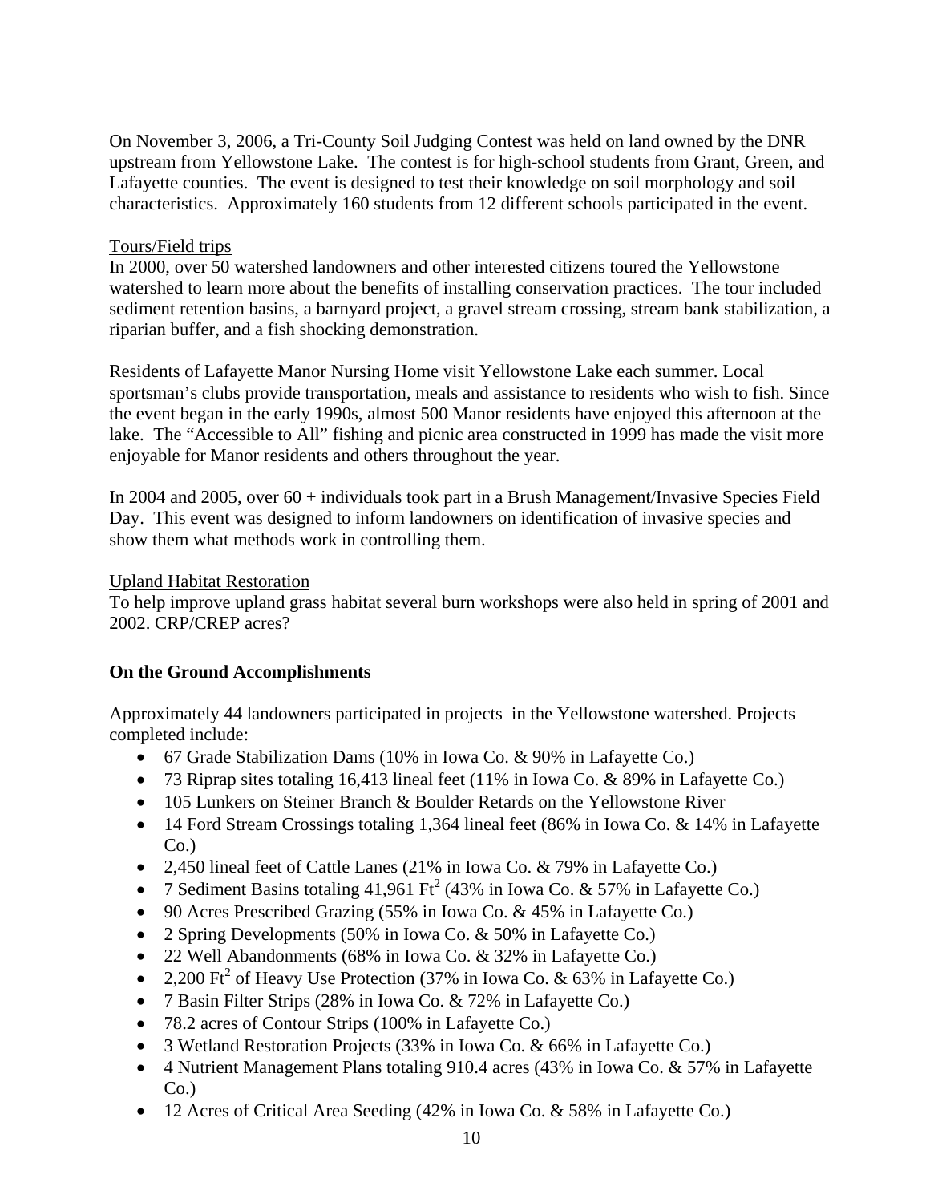On November 3, 2006, a Tri-County Soil Judging Contest was held on land owned by the DNR upstream from Yellowstone Lake. The contest is for high-school students from Grant, Green, and Lafayette counties. The event is designed to test their knowledge on soil morphology and soil characteristics. Approximately 160 students from 12 different schools participated in the event.

Tours/Field trips

In 2000, over 50 watershed landowners and other interested citizens toured the Yellowstone watershed to learn more about the benefits of installing conservation practices. The tour included sediment retention basins, a barnyard project, a gravel stream crossing, stream bank stabilization, a riparian buffer, and a fish shocking demonstration.

Residents of Lafayette Manor Nursing Home visit Yellowstone Lake each summer. Local sportsman's clubs provide transportation, meals and assistance to residents who wish to fish. Since the event began in the early 1990s, almost 500 Manor residents have enjoyed this afternoon at the lake. The "Accessible to All" fishing and picnic area constructed in 1999 has made the visit more enjoyable for Manor residents and others throughout the year.

In 2004 and 2005, over 60 + individuals took part in a Brush Management/Invasive Species Field Day. This event was designed to inform landowners on identification of invasive species and show them what methods work in controlling them.

Upland Habitat Restoration

To help improve upland grass habitat several burn workshops were also held in spring of 2001 and 2002. CRP/CREP acres?

**On the Ground Accomplishments**

Approximately 44 landowners participated in projects in the Yellowstone watershed. Projects completed include:

- 67 Grade Stabilization Dams (10% in Iowa Co. & 90% in Lafayette Co.)
- 73 Riprap sites totaling 16,413 lineal feet (11% in Iowa Co. & 89% in Lafayette Co.)
- 105 Lunkers on Steiner Branch & Boulder Retards on the Yellowstone River
- 14 Ford Stream Crossings totaling 1,364 lineal feet (86% in Iowa Co. & 14% in Lafayette Co.)
- 2,450 lineal feet of Cattle Lanes (21% in Iowa Co. & 79% in Lafayette Co.)
- 7 Sediment Basins totaling 41,961 $Ft^2$ (43% in Iowa Co. & 57% in Lafayette Co.)
- 90 Acres Prescribed Grazing (55% in Iowa Co. & 45% in Lafayette Co.)
- 2 Spring Developments (50% in Iowa Co. & 50% in Lafayette Co.)
- 22 Well Abandonments (68% in Iowa Co. & 32% in Lafayette Co.)
- 2,200 $Ft^2$ of Heavy Use Protection (37% in Iowa Co. & 63% in Lafayette Co.)
- 7 Basin Filter Strips (28% in Iowa Co. & 72% in Lafayette Co.)
- 78.2 acres of Contour Strips (100% in Lafayette Co.)
- 3 Wetland Restoration Projects (33% in Iowa Co. & 66% in Lafayette Co.)
- 4 Nutrient Management Plans totaling 910.4 acres (43% in Iowa Co. & 57% in Lafayette Co.)
- 12 Acres of Critical Area Seeding (42% in Iowa Co. & 58% in Lafayette Co.)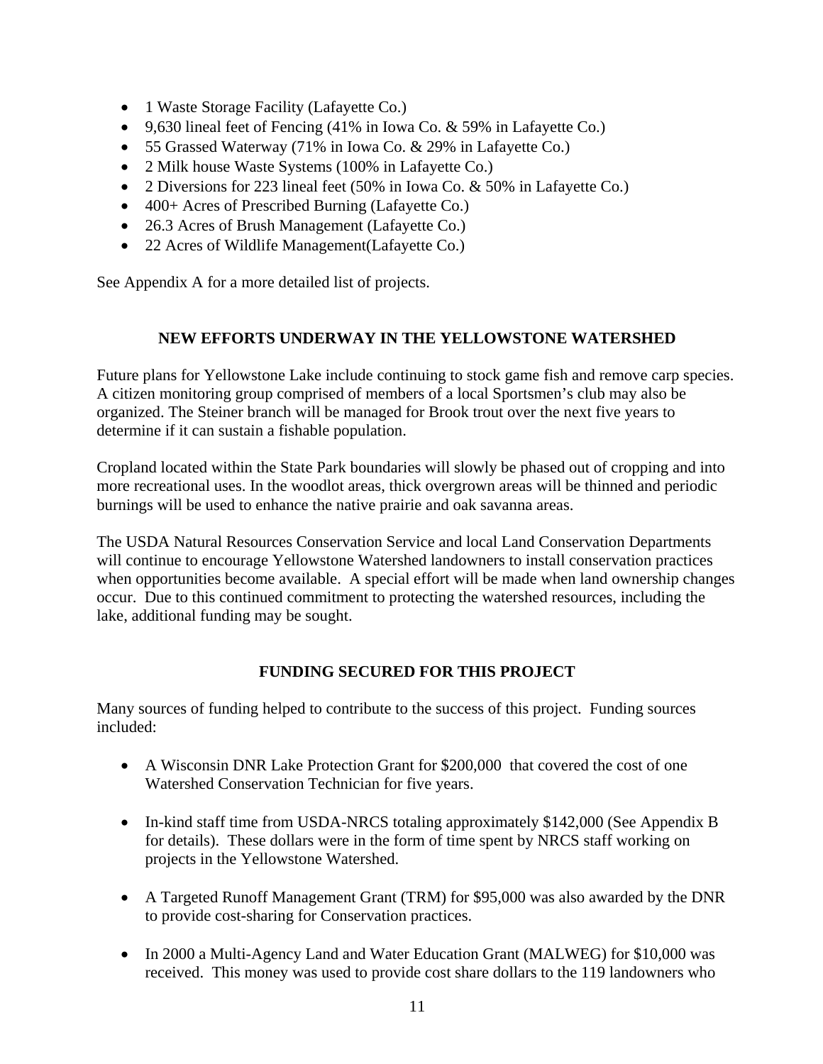- 1 Waste Storage Facility (Lafayette Co.)
- 9,630 lineal feet of Fencing (41% in Iowa Co. & 59% in Lafayette Co.)
- 55 Grassed Waterway (71% in Iowa Co. & 29% in Lafayette Co.)
- 2 Milk house Waste Systems (100% in Lafayette Co.)
- 2 Diversions for 223 lineal feet (50% in Iowa Co. & 50% in Lafayette Co.)
- 400+ Acres of Prescribed Burning (Lafayette Co.)
- 26.3 Acres of Brush Management (Lafayette Co.)
- 22 Acres of Wildlife Management(Lafayette Co.)

See Appendix A for a more detailed list of projects.

## NEW EFFORTS UNDERWAY IN THE YELLOWSTONE WATERSHED

Future plans for Yellowstone Lake include continuing to stock game fish and remove carp species. A citizen monitoring group comprised of members of a local Sportsmen's club may also be organized. The Steiner branch will be managed for Brook trout over the next five years to determine if it can sustain a fishable population.

Cropland located within the State Park boundaries will slowly be phased out of cropping and into more recreational uses. In the woodlot areas, thick overgrown areas will be thinned and periodic burnings will be used to enhance the native prairie and oak savanna areas.

The USDA Natural Resources Conservation Service and local Land Conservation Departments will continue to encourage Yellowstone Watershed landowners to install conservation practices when opportunities become available. A special effort will be made when land ownership changes occur. Due to this continued commitment to protecting the watershed resources, including the lake, additional funding may be sought.

## FUNDING SECURED FOR THIS PROJECT

Many sources of funding helped to contribute to the success of this project. Funding sources included:

- A Wisconsin DNR Lake Protection Grant for $200,000 that covered the cost of one Watershed Conservation Technician for five years.

- In-kind staff time from USDA-NRCS totaling approximately $142,000 (See Appendix B for details). These dollars were in the form of time spent by NRCS staff working on projects in the Yellowstone Watershed.

- A Targeted Runoff Management Grant (TRM) for $95,000 was also awarded by the DNR to provide cost-sharing for Conservation practices.

- In 2000 a Multi-Agency Land and Water Education Grant (MALWEG) for $10,000 was received. This money was used to provide cost share dollars to the 119 landowners who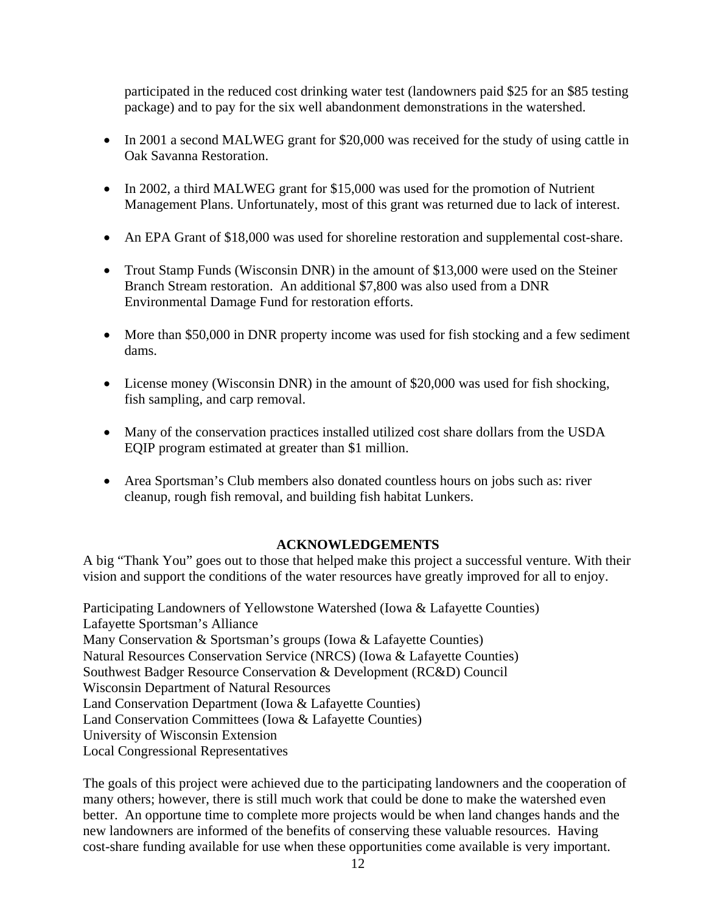participated in the reduced cost drinking water test (landowners paid $25 for an $85 testing package) and to pay for the six well abandonment demonstrations in the watershed.

- In 2001 a second MALWEG grant for $20,000 was received for the study of using cattle in Oak Savanna Restoration.
- In 2002, a third MALWEG grant for $15,000 was used for the promotion of Nutrient Management Plans. Unfortunately, most of this grant was returned due to lack of interest.
- An EPA Grant of $18,000 was used for shoreline restoration and supplemental cost-share.
- Trout Stamp Funds (Wisconsin DNR) in the amount of $13,000 were used on the Steiner Branch Stream restoration. An additional $7,800 was also used from a DNR Environmental Damage Fund for restoration efforts.
- More than $50,000 in DNR property income was used for fish stocking and a few sediment dams.
- License money (Wisconsin DNR) in the amount of $20,000 was used for fish shocking, fish sampling, and carp removal.
- Many of the conservation practices installed utilized cost share dollars from the USDA EQIP program estimated at greater than $1 million.
- Area Sportsman's Club members also donated countless hours on jobs such as: river cleanup, rough fish removal, and building fish habitat Lunkers.

## ACKNOWLEDGEMENTS

A big "Thank You" goes out to those that helped make this project a successful venture. With their vision and support the conditions of the water resources have greatly improved for all to enjoy.

Participating Landowners of Yellowstone Watershed (Iowa & Lafayette Counties)
Lafayette Sportsman's Alliance
Many Conservation & Sportsman's groups (Iowa & Lafayette Counties)
Natural Resources Conservation Service (NRCS) (Iowa & Lafayette Counties)
Southwest Badger Resource Conservation & Development (RC&D) Council
Wisconsin Department of Natural Resources
Land Conservation Department (Iowa & Lafayette Counties)
Land Conservation Committees (Iowa & Lafayette Counties)
University of Wisconsin Extension
Local Congressional Representatives

The goals of this project were achieved due to the participating landowners and the cooperation of many others; however, there is still much work that could be done to make the watershed even better. An opportune time to complete more projects would be when land changes hands and the new landowners are informed of the benefits of conserving these valuable resources. Having cost-share funding available for use when these opportunities come available is very important.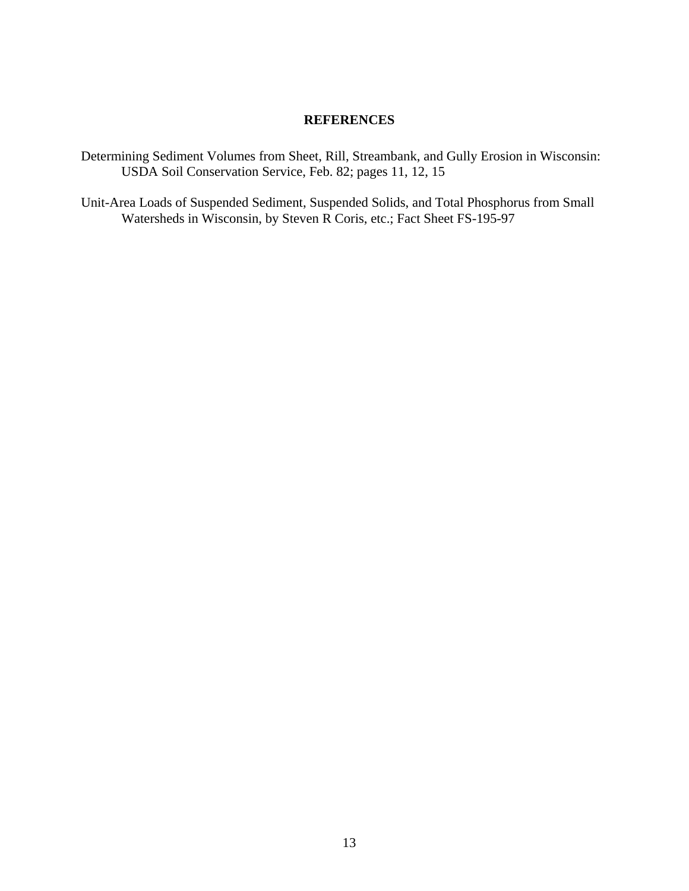# REFERENCES

Determining Sediment Volumes from Sheet, Rill, Streambank, and Gully Erosion in Wisconsin: USDA Soil Conservation Service, Feb. 82; pages 11, 12, 15

Unit-Area Loads of Suspended Sediment, Suspended Solids, and Total Phosphorus from Small Watersheds in Wisconsin, by Steven R Coris, etc.; Fact Sheet FS-195-97